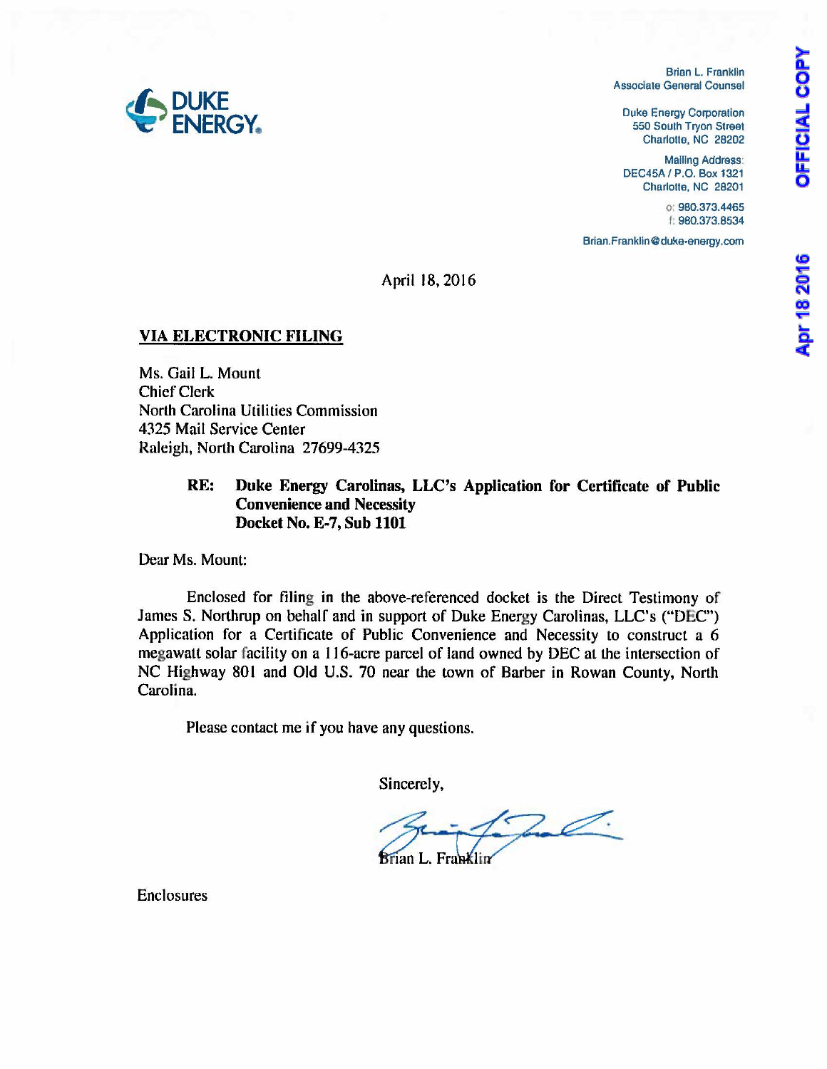DUKE ENERGY.

Brian L. Franklin
Associate General Counsel

Duke Energy Corporation
550 South Tryon Street
Charlotte, NC 28202

Mailing Address:
DEC45A / P.O. Box 1321
Charlotte, NC 28201

o: 980.373.4465
f: 980.373.8534

Brian.Franklin@duke-energy.com

OFFICIAL COPY

Apr 18 2016

April 18, 2016

**VIA ELECTRONIC FILING**

Ms. Gail L. Mount
Chief Clerk
North Carolina Utilities Commission
4325 Mail Service Center
Raleigh, North Carolina 27699-4325

**RE: Duke Energy Carolinas, LLC's Application for Certificate of Public Convenience and Necessity**
**Docket No. E-7, Sub 1101**

Dear Ms. Mount:

Enclosed for filing in the above-referenced docket is the Direct Testimony of James S. Northrup on behalf and in support of Duke Energy Carolinas, LLC's ("DEC") Application for a Certificate of Public Convenience and Necessity to construct a 6 megawatt solar facility on a 116-acre parcel of land owned by DEC at the intersection of NC Highway 801 and Old U.S. 70 near the town of Barber in Rowan County, North Carolina.

Please contact me if you have any questions.

Sincerely,

Brian L. Franklin

Enclosures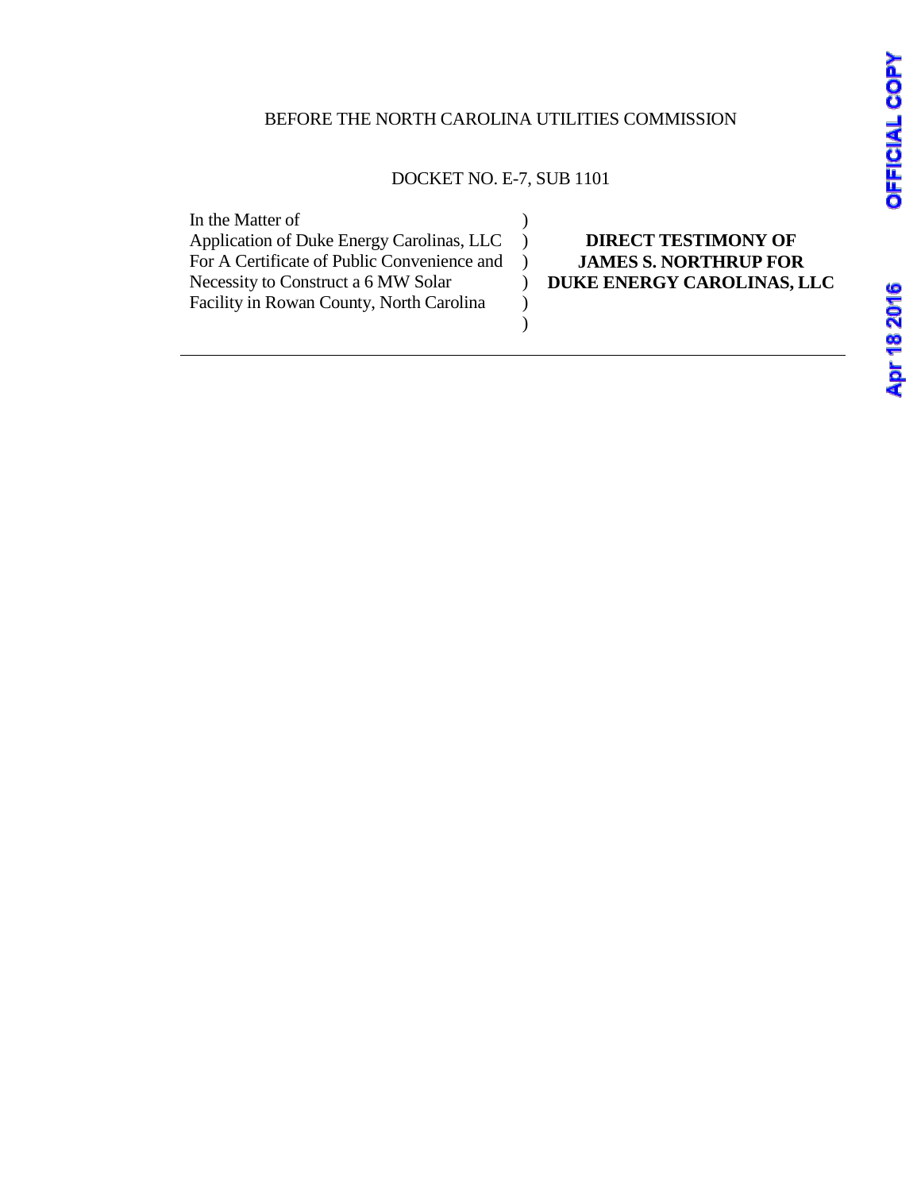BEFORE THE NORTH CAROLINA UTILITIES COMMISSION

DOCKET NO. E-7, SUB 1101

| In the Matter of | |
|---|---|
| Application of Duke Energy Carolinas, LLC For A Certificate of Public Convenience and Necessity to Construct a 6 MW Solar Facility in Rowan County, North Carolina | **DIRECT TESTIMONY OF JAMES S. NORTHRUP FOR DUKE ENERGY CAROLINAS, LLC** |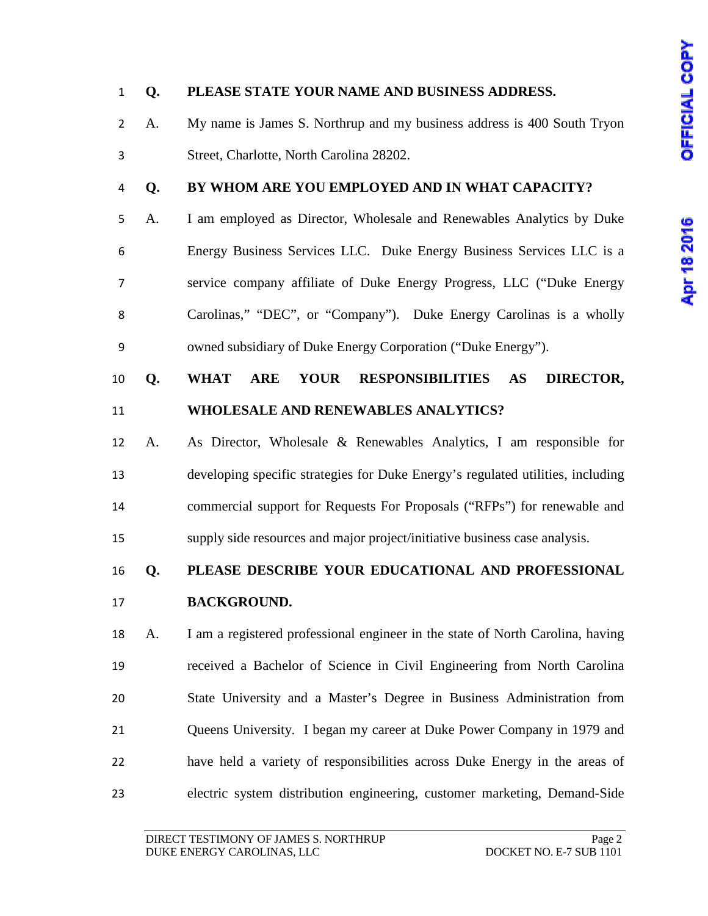**Q. PLEASE STATE YOUR NAME AND BUSINESS ADDRESS.**

A. My name is James S. Northrup and my business address is 400 South Tryon Street, Charlotte, North Carolina 28202.

**Q. BY WHOM ARE YOU EMPLOYED AND IN WHAT CAPACITY?**

A. I am employed as Director, Wholesale and Renewables Analytics by Duke Energy Business Services LLC. Duke Energy Business Services LLC is a service company affiliate of Duke Energy Progress, LLC ("Duke Energy Carolinas," "DEC", or "Company"). Duke Energy Carolinas is a wholly owned subsidiary of Duke Energy Corporation ("Duke Energy").

**Q. WHAT ARE YOUR RESPONSIBILITIES AS DIRECTOR, WHOLESALE AND RENEWABLES ANALYTICS?**

A. As Director, Wholesale & Renewables Analytics, I am responsible for developing specific strategies for Duke Energy's regulated utilities, including commercial support for Requests For Proposals ("RFPs") for renewable and supply side resources and major project/initiative business case analysis.

**Q. PLEASE DESCRIBE YOUR EDUCATIONAL AND PROFESSIONAL BACKGROUND.**

A. I am a registered professional engineer in the state of North Carolina, having received a Bachelor of Science in Civil Engineering from North Carolina State University and a Master's Degree in Business Administration from Queens University. I began my career at Duke Power Company in 1979 and have held a variety of responsibilities across Duke Energy in the areas of electric system distribution engineering, customer marketing, Demand-Side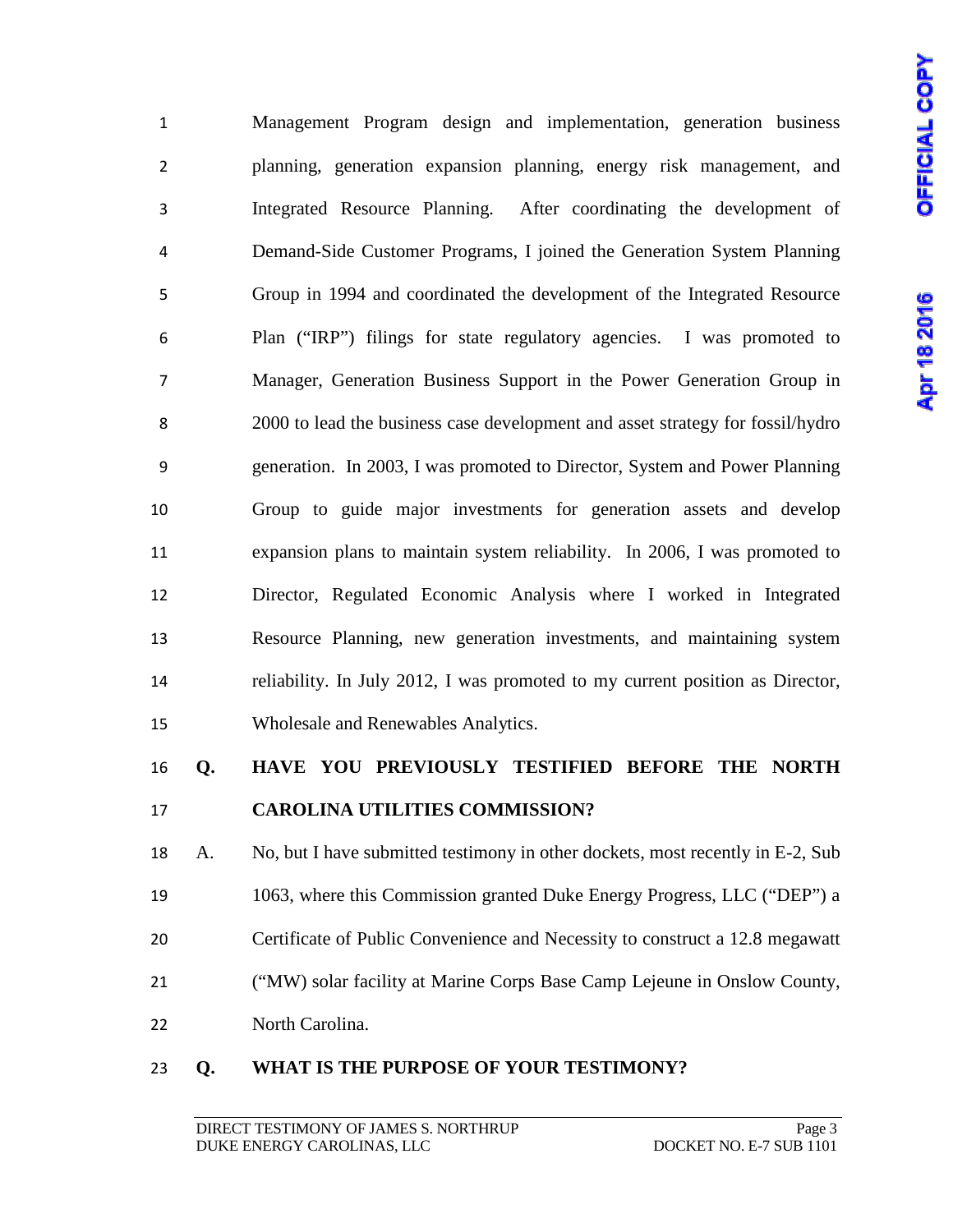Management Program design and implementation, generation business planning, generation expansion planning, energy risk management, and Integrated Resource Planning. After coordinating the development of Demand-Side Customer Programs, I joined the Generation System Planning Group in 1994 and coordinated the development of the Integrated Resource Plan ("IRP") filings for state regulatory agencies. I was promoted to Manager, Generation Business Support in the Power Generation Group in 2000 to lead the business case development and asset strategy for fossil/hydro generation. In 2003, I was promoted to Director, System and Power Planning Group to guide major investments for generation assets and develop expansion plans to maintain system reliability. In 2006, I was promoted to Director, Regulated Economic Analysis where I worked in Integrated Resource Planning, new generation investments, and maintaining system reliability. In July 2012, I was promoted to my current position as Director, Wholesale and Renewables Analytics.

**Q. HAVE YOU PREVIOUSLY TESTIFIED BEFORE THE NORTH CAROLINA UTILITIES COMMISSION?**

A. No, but I have submitted testimony in other dockets, most recently in E-2, Sub 1063, where this Commission granted Duke Energy Progress, LLC ("DEP") a Certificate of Public Convenience and Necessity to construct a 12.8 megawatt ("MW) solar facility at Marine Corps Base Camp Lejeune in Onslow County, North Carolina.

**Q. WHAT IS THE PURPOSE OF YOUR TESTIMONY?**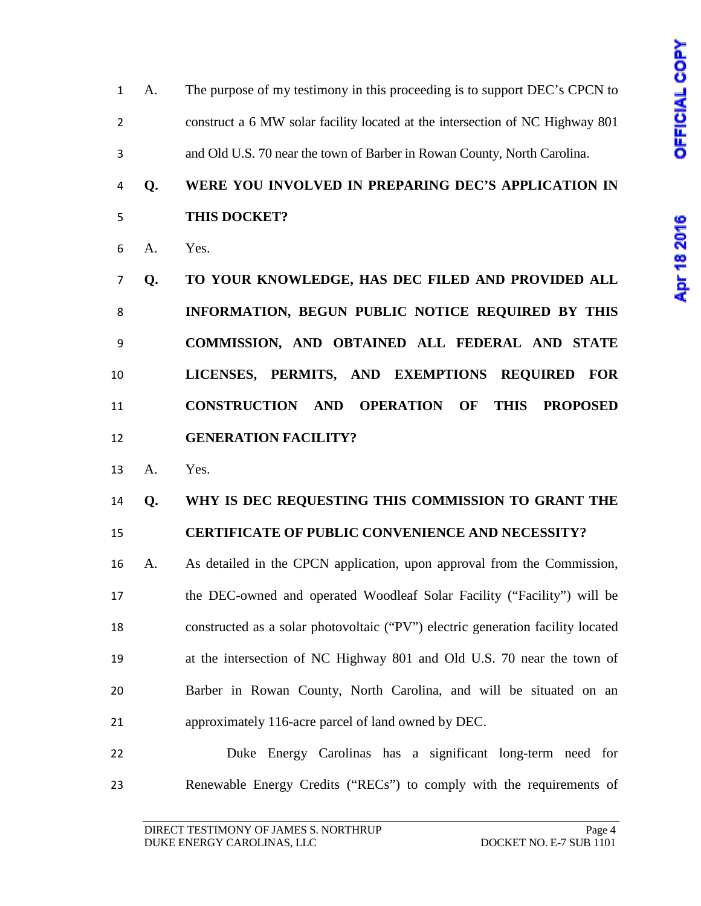A. The purpose of my testimony in this proceeding is to support DEC's CPCN to construct a 6 MW solar facility located at the intersection of NC Highway 801 and Old U.S. 70 near the town of Barber in Rowan County, North Carolina.

**Q. WERE YOU INVOLVED IN PREPARING DEC'S APPLICATION IN THIS DOCKET?**

A. Yes.

**Q. TO YOUR KNOWLEDGE, HAS DEC FILED AND PROVIDED ALL INFORMATION, BEGUN PUBLIC NOTICE REQUIRED BY THIS COMMISSION, AND OBTAINED ALL FEDERAL AND STATE LICENSES, PERMITS, AND EXEMPTIONS REQUIRED FOR CONSTRUCTION AND OPERATION OF THIS PROPOSED GENERATION FACILITY?**

A. Yes.

**Q. WHY IS DEC REQUESTING THIS COMMISSION TO GRANT THE CERTIFICATE OF PUBLIC CONVENIENCE AND NECESSITY?**

A. As detailed in the CPCN application, upon approval from the Commission, the DEC-owned and operated Woodleaf Solar Facility ("Facility") will be constructed as a solar photovoltaic ("PV") electric generation facility located at the intersection of NC Highway 801 and Old U.S. 70 near the town of Barber in Rowan County, North Carolina, and will be situated on an approximately 116-acre parcel of land owned by DEC.

Duke Energy Carolinas has a significant long-term need for Renewable Energy Credits ("RECs") to comply with the requirements of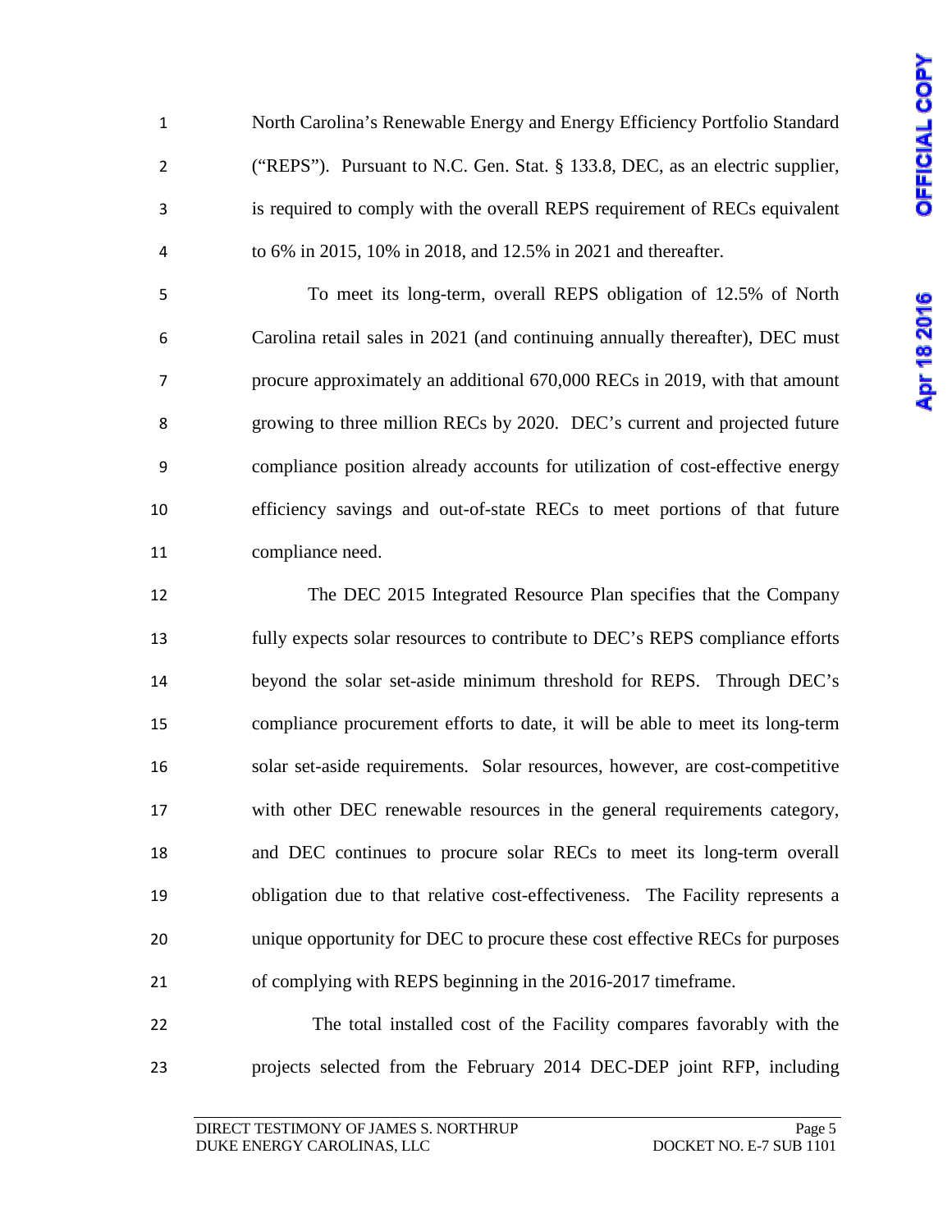North Carolina's Renewable Energy and Energy Efficiency Portfolio Standard ("REPS"). Pursuant to N.C. Gen. Stat. § 133.8, DEC, as an electric supplier, is required to comply with the overall REPS requirement of RECs equivalent to 6% in 2015, 10% in 2018, and 12.5% in 2021 and thereafter.

To meet its long-term, overall REPS obligation of 12.5% of North Carolina retail sales in 2021 (and continuing annually thereafter), DEC must procure approximately an additional 670,000 RECs in 2019, with that amount growing to three million RECs by 2020. DEC's current and projected future compliance position already accounts for utilization of cost-effective energy efficiency savings and out-of-state RECs to meet portions of that future compliance need.

The DEC 2015 Integrated Resource Plan specifies that the Company fully expects solar resources to contribute to DEC's REPS compliance efforts beyond the solar set-aside minimum threshold for REPS. Through DEC's compliance procurement efforts to date, it will be able to meet its long-term solar set-aside requirements. Solar resources, however, are cost-competitive with other DEC renewable resources in the general requirements category, and DEC continues to procure solar RECs to meet its long-term overall obligation due to that relative cost-effectiveness. The Facility represents a unique opportunity for DEC to procure these cost effective RECs for purposes of complying with REPS beginning in the 2016-2017 timeframe.

The total installed cost of the Facility compares favorably with the projects selected from the February 2014 DEC-DEP joint RFP, including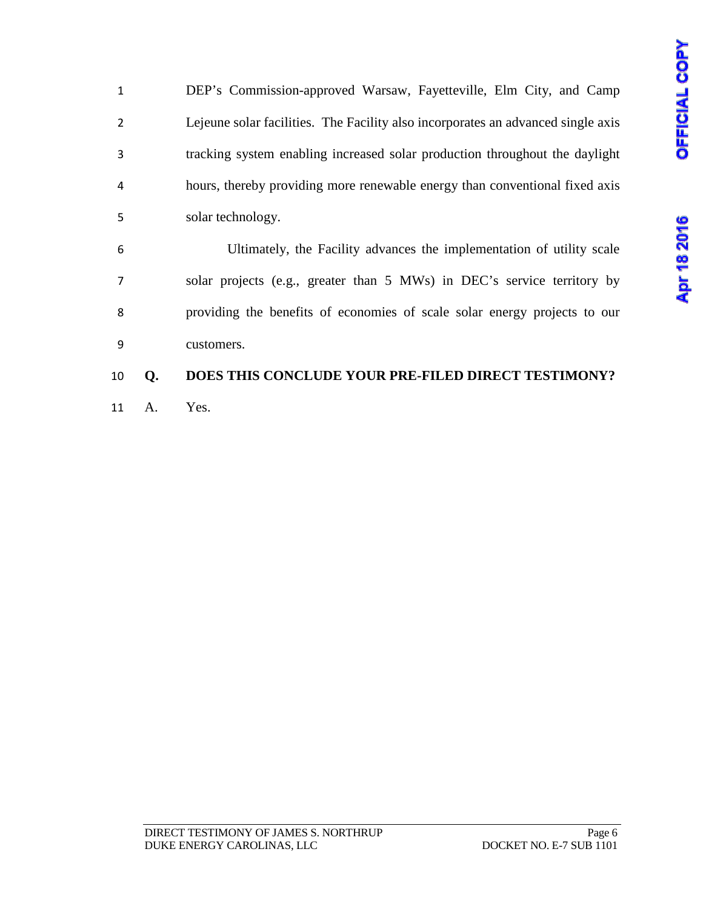DEP's Commission-approved Warsaw, Fayetteville, Elm City, and Camp Lejeune solar facilities. The Facility also incorporates an advanced single axis tracking system enabling increased solar production throughout the daylight hours, thereby providing more renewable energy than conventional fixed axis solar technology.

Ultimately, the Facility advances the implementation of utility scale solar projects (e.g., greater than 5 MWs) in DEC's service territory by providing the benefits of economies of scale solar energy projects to our customers.

**Q. DOES THIS CONCLUDE YOUR PRE-FILED DIRECT TESTIMONY?**

A. Yes.